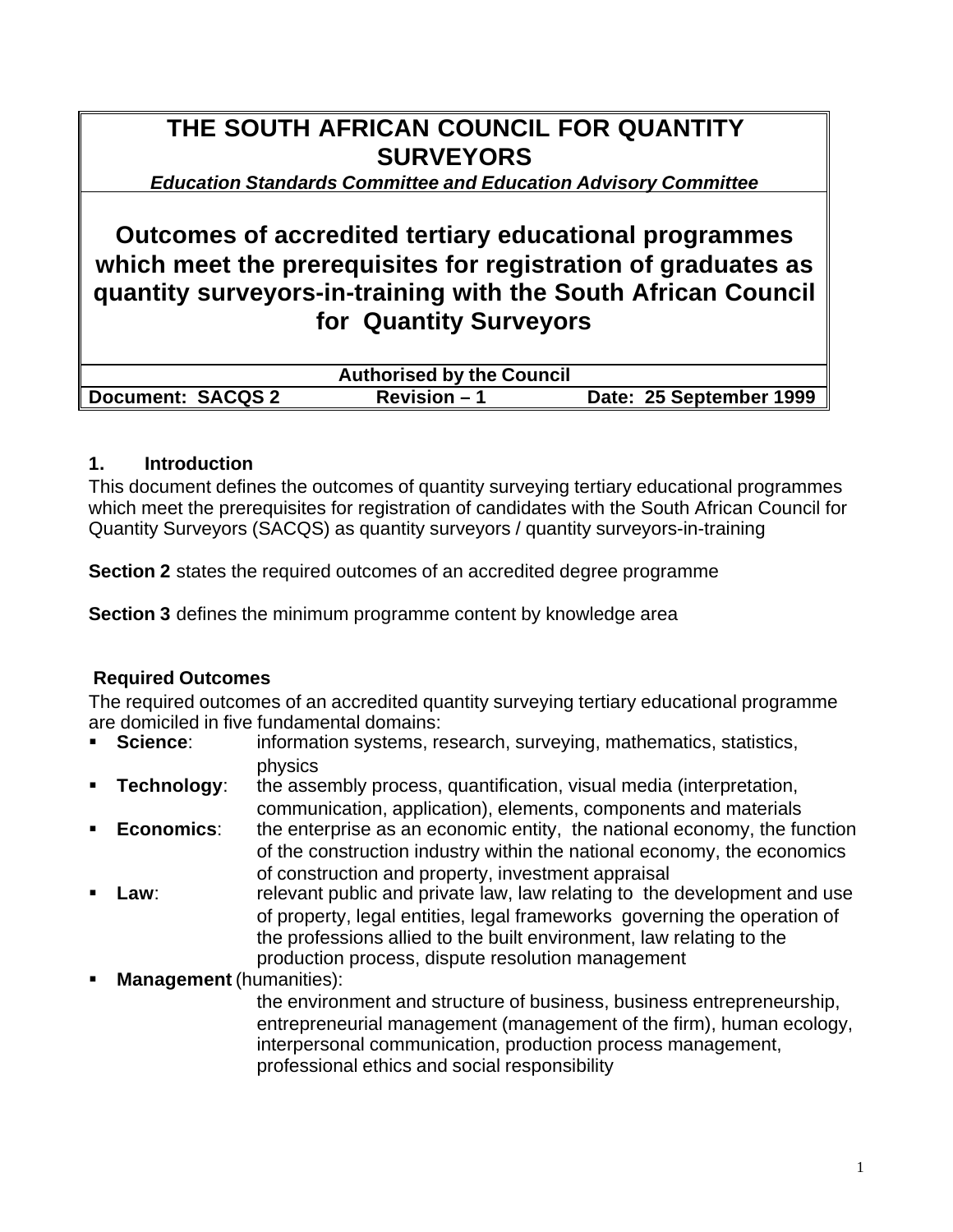# THE SOUTH AFRICAN COUNCIL FOR QUANTITY SURVEYORS

***Education Standards Committee and Education Advisory Committee***

## Outcomes of accredited tertiary educational programmes which meet the prerequisites for registration of graduates as quantity surveyors-in-training with the South African Council for Quantity Surveyors

| **Authorised by the Council** | | |
|---|---|---|
| **Document: SACQS 2** | **Revision – 1** | **Date: 25 September 1999** |

### 1. Introduction

This document defines the outcomes of quantity surveying tertiary educational programmes which meet the prerequisites for registration of candidates with the South African Council for Quantity Surveyors (SACQS) as quantity surveyors / quantity surveyors-in-training

**Section 2** states the required outcomes of an accredited degree programme

**Section 3** defines the minimum programme content by knowledge area

### Required Outcomes

The required outcomes of an accredited quantity surveying tertiary educational programme are domiciled in five fundamental domains:

- **Science**: information systems, research, surveying, mathematics, statistics, physics
- **Technology**: the assembly process, quantification, visual media (interpretation, communication, application), elements, components and materials
- **Economics**: the enterprise as an economic entity, the national economy, the function of the construction industry within the national economy, the economics of construction and property, investment appraisal
- **Law**: relevant public and private law, law relating to the development and use of property, legal entities, legal frameworks governing the operation of the professions allied to the built environment, law relating to the production process, dispute resolution management
- **Management** (humanities): the environment and structure of business, business entrepreneurship, entrepreneurial management (management of the firm), human ecology, interpersonal communication, production process management, professional ethics and social responsibility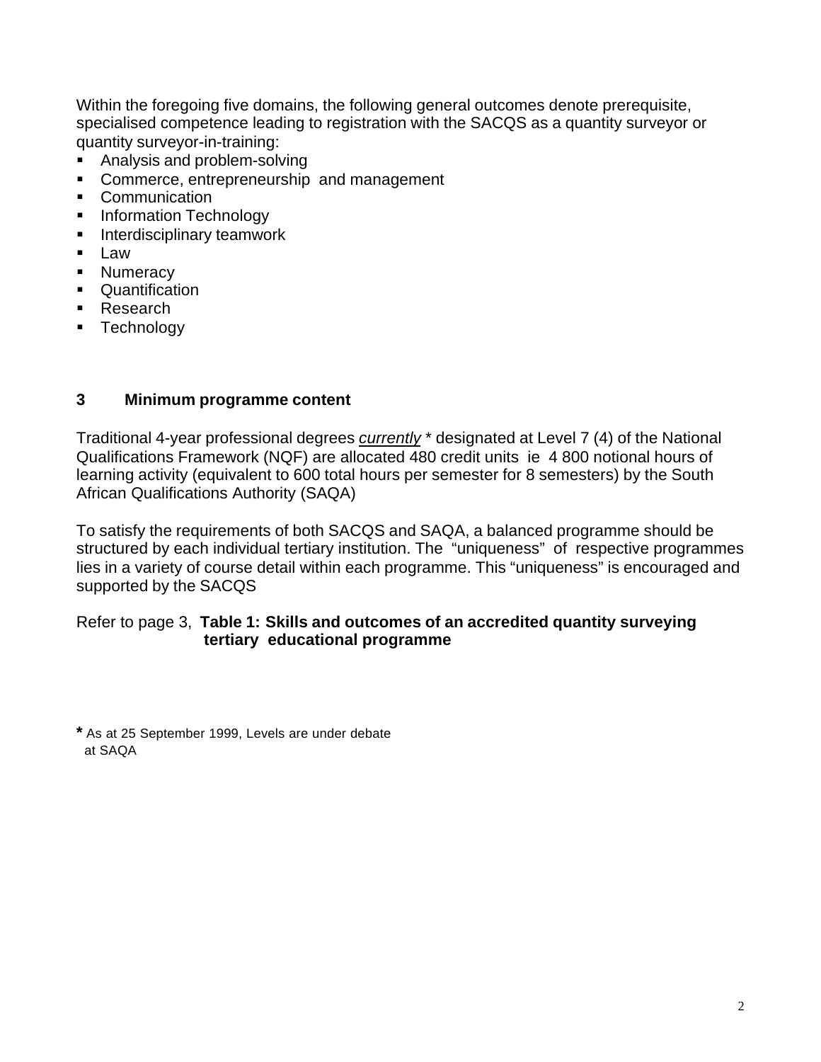Within the foregoing five domains, the following general outcomes denote prerequisite, specialised competence leading to registration with the SACQS as a quantity surveyor or quantity surveyor-in-training:

- Analysis and problem-solving
- Commerce, entrepreneurship and management
- Communication
- Information Technology
- Interdisciplinary teamwork
- Law
- Numeracy
- Quantification
- Research
- Technology

## 3 Minimum programme content

Traditional 4-year professional degrees *currently* * designated at Level 7 (4) of the National Qualifications Framework (NQF) are allocated 480 credit units ie 4 800 notional hours of learning activity (equivalent to 600 total hours per semester for 8 semesters) by the South African Qualifications Authority (SAQA)

To satisfy the requirements of both SACQS and SAQA, a balanced programme should be structured by each individual tertiary institution. The "uniqueness" of respective programmes lies in a variety of course detail within each programme. This "uniqueness" is encouraged and supported by the SACQS

Refer to page 3, **Table 1: Skills and outcomes of an accredited quantity surveying tertiary educational programme**

**\*** As at 25 September 1999, Levels are under debate at SAQA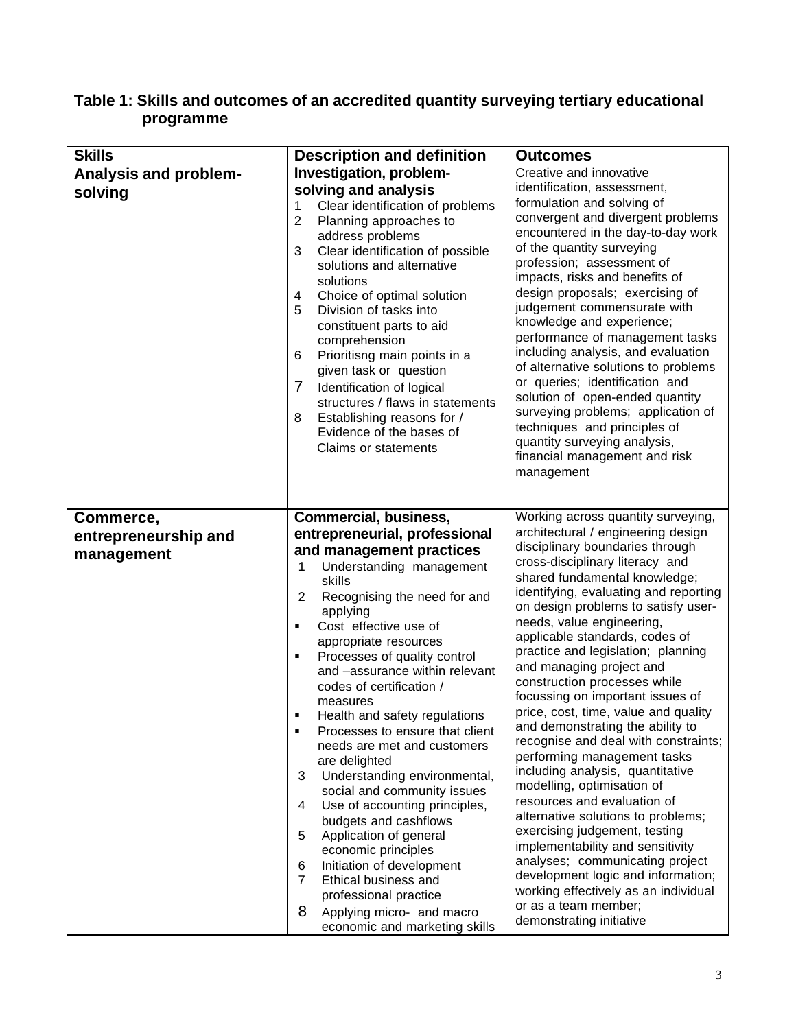**Table 1: Skills and outcomes of an accredited quantity surveying tertiary educational programme**

| Skills | Description and definition | Outcomes |
|---|---|---|
| **Analysis and problem-solving** | **Investigation, problem-solving and analysis**<br>1 Clear identification of problems<br>2 Planning approaches to address problems<br>3 Clear identification of possible solutions and alternative solutions<br>4 Choice of optimal solution<br>5 Division of tasks into constituent parts to aid comprehension<br>6 Prioritisng main points in a given task or question<br>7 Identification of logical structures / flaws in statements<br>8 Establishing reasons for / Evidence of the bases of Claims or statements | Creative and innovative identification, assessment, formulation and solving of convergent and divergent problems encountered in the day-to-day work of the quantity surveying profession; assessment of impacts, risks and benefits of design proposals; exercising of judgement commensurate with knowledge and experience; performance of management tasks including analysis, and evaluation of alternative solutions to problems or queries; identification and solution of open-ended quantity surveying problems; application of techniques and principles of quantity surveying analysis, financial management and risk management |
| **Commerce, entrepreneurship and management** | **Commercial, business, entrepreneurial, professional and management practices**<br>1 Understanding management skills<br>2 Recognising the need for and applying<br>▪ Cost effective use of appropriate resources<br>▪ Processes of quality control and –assurance within relevant codes of certification / measures<br>▪ Health and safety regulations<br>▪ Processes to ensure that client needs are met and customers are delighted<br>3 Understanding environmental, social and community issues<br>4 Use of accounting principles, budgets and cashflows<br>5 Application of general economic principles<br>6 Initiation of development<br>7 Ethical business and professional practice<br>8 Applying micro- and macro economic and marketing skills | Working across quantity surveying, architectural / engineering design disciplinary boundaries through cross-disciplinary literacy and shared fundamental knowledge; identifying, evaluating and reporting on design problems to satisfy user-needs, value engineering, applicable standards, codes of practice and legislation; planning and managing project and construction processes while focussing on important issues of price, cost, time, value and quality and demonstrating the ability to recognise and deal with constraints; performing management tasks including analysis, quantitative modelling, optimisation of resources and evaluation of alternative solutions to problems; exercising judgement, testing implementability and sensitivity analyses; communicating project development logic and information; working effectively as an individual or as a team member; demonstrating initiative |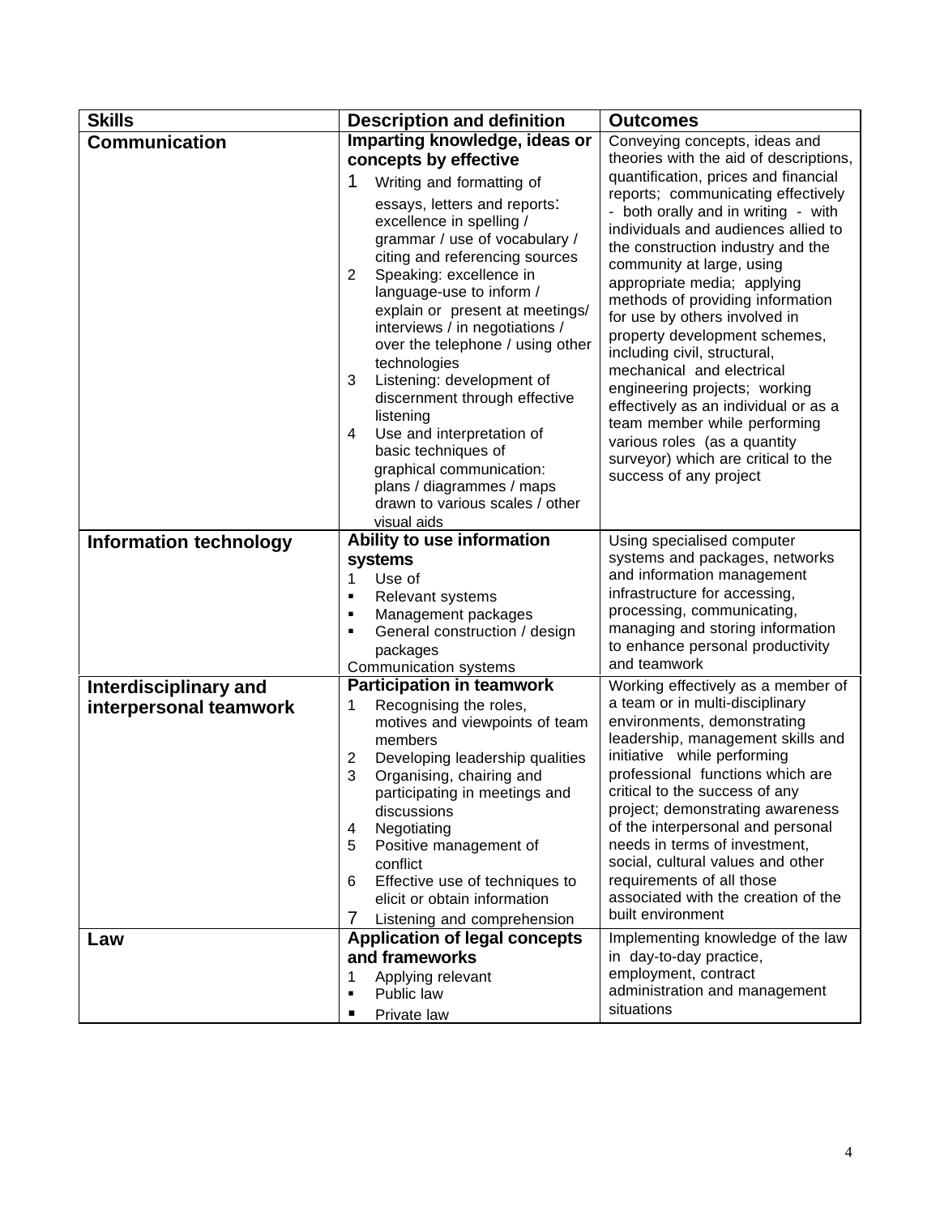| Skills | Description and definition | Outcomes |
|---|---|---|
| **Communication** | **Imparting knowledge, ideas or concepts by effective**<br>1 Writing and formatting of essays, letters and reports: excellence in spelling / grammar / use of vocabulary / citing and referencing sources<br>2 Speaking: excellence in language-use to inform / explain or present at meetings/ interviews / in negotiations / over the telephone / using other technologies<br>3 Listening: development of discernment through effective listening<br>4 Use and interpretation of basic techniques of graphical communication: plans / diagrammes / maps drawn to various scales / other visual aids | Conveying concepts, ideas and theories with the aid of descriptions, quantification, prices and financial reports; communicating effectively - both orally and in writing - with individuals and audiences allied to the construction industry and the community at large, using appropriate media; applying methods of providing information for use by others involved in property development schemes, including civil, structural, mechanical and electrical engineering projects; working effectively as an individual or as a team member while performing various roles (as a quantity surveyor) which are critical to the success of any project |
| **Information technology** | **Ability to use information systems**<br>1 Use of<br>▪ Relevant systems<br>▪ Management packages<br>▪ General construction / design packages<br>Communication systems | Using specialised computer systems and packages, networks and information management infrastructure for accessing, processing, communicating, managing and storing information to enhance personal productivity and teamwork |
| **Interdisciplinary and interpersonal teamwork** | **Participation in teamwork**<br>1 Recognising the roles, motives and viewpoints of team members<br>2 Developing leadership qualities<br>3 Organising, chairing and participating in meetings and discussions<br>4 Negotiating<br>5 Positive management of conflict<br>6 Effective use of techniques to elicit or obtain information<br>7 Listening and comprehension | Working effectively as a member of a team or in multi-disciplinary environments, demonstrating leadership, management skills and initiative while performing professional functions which are critical to the success of any project; demonstrating awareness of the interpersonal and personal needs in terms of investment, social, cultural values and other requirements of all those associated with the creation of the built environment |
| **Law** | **Application of legal concepts and frameworks**<br>1 Applying relevant<br>▪ Public law<br>▪ Private law | Implementing knowledge of the law in day-to-day practice, employment, contract administration and management situations |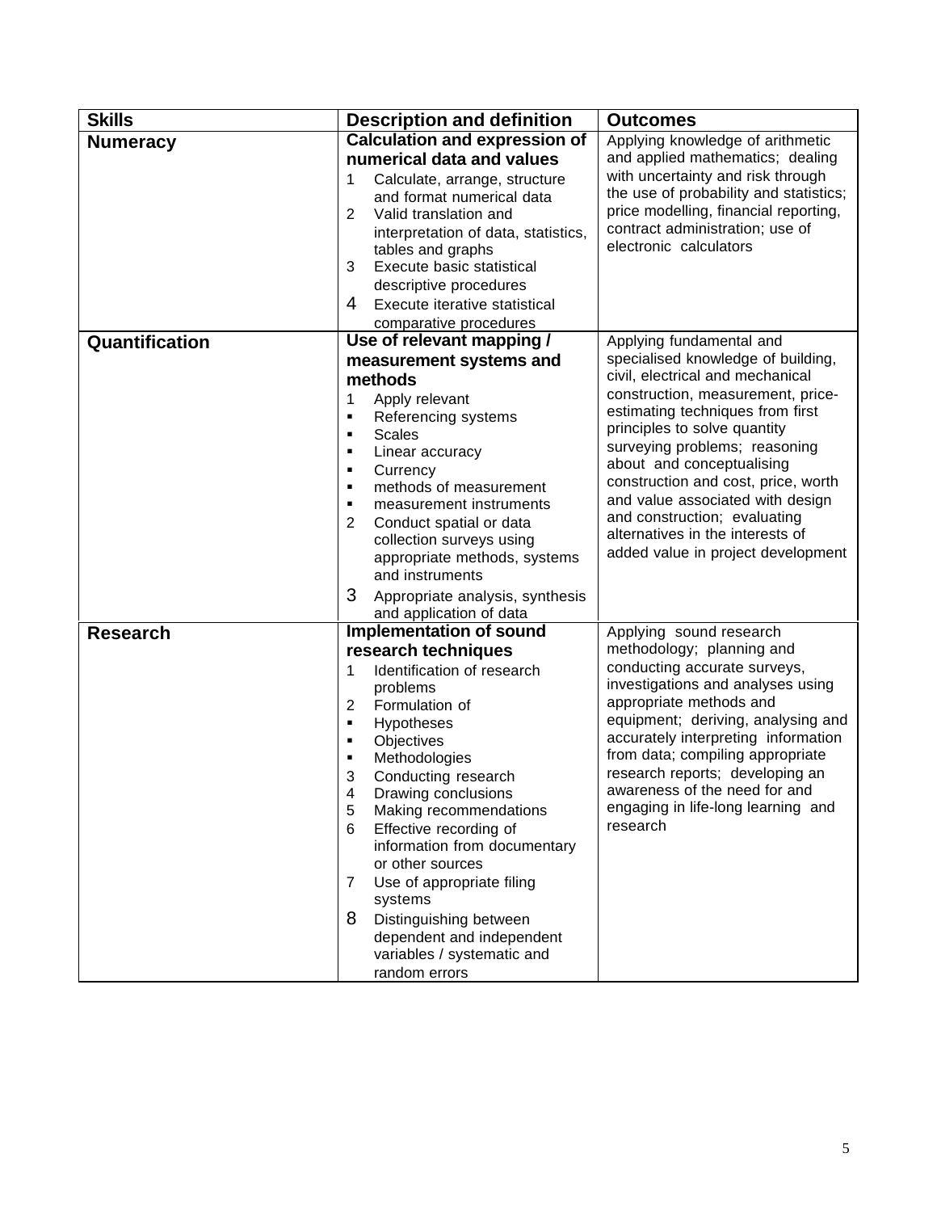| Skills | Description and definition | Outcomes |
|---|---|---|
| **Numeracy** | **Calculation and expression of numerical data and values**<br>1 Calculate, arrange, structure and format numerical data<br>2 Valid translation and interpretation of data, statistics, tables and graphs<br>3 Execute basic statistical descriptive procedures<br>4 Execute iterative statistical comparative procedures | Applying knowledge of arithmetic and applied mathematics; dealing with uncertainty and risk through the use of probability and statistics; price modelling, financial reporting, contract administration; use of electronic calculators |
| **Quantification** | **Use of relevant mapping / measurement systems and methods**<br>1 Apply relevant<br>▪ Referencing systems<br>▪ Scales<br>▪ Linear accuracy<br>▪ Currency<br>▪ methods of measurement<br>▪ measurement instruments<br>2 Conduct spatial or data collection surveys using appropriate methods, systems and instruments<br>3 Appropriate analysis, synthesis and application of data | Applying fundamental and specialised knowledge of building, civil, electrical and mechanical construction, measurement, price-estimating techniques from first principles to solve quantity surveying problems; reasoning about and conceptualising construction and cost, price, worth and value associated with design and construction; evaluating alternatives in the interests of added value in project development |
| **Research** | **Implementation of sound research techniques**<br>1 Identification of research problems<br>2 Formulation of<br>▪ Hypotheses<br>▪ Objectives<br>▪ Methodologies<br>3 Conducting research<br>4 Drawing conclusions<br>5 Making recommendations<br>6 Effective recording of information from documentary or other sources<br>7 Use of appropriate filing systems<br>8 Distinguishing between dependent and independent variables / systematic and random errors | Applying sound research methodology; planning and conducting accurate surveys, investigations and analyses using appropriate methods and equipment; deriving, analysing and accurately interpreting information from data; compiling appropriate research reports; developing an awareness of the need for and engaging in life-long learning and research |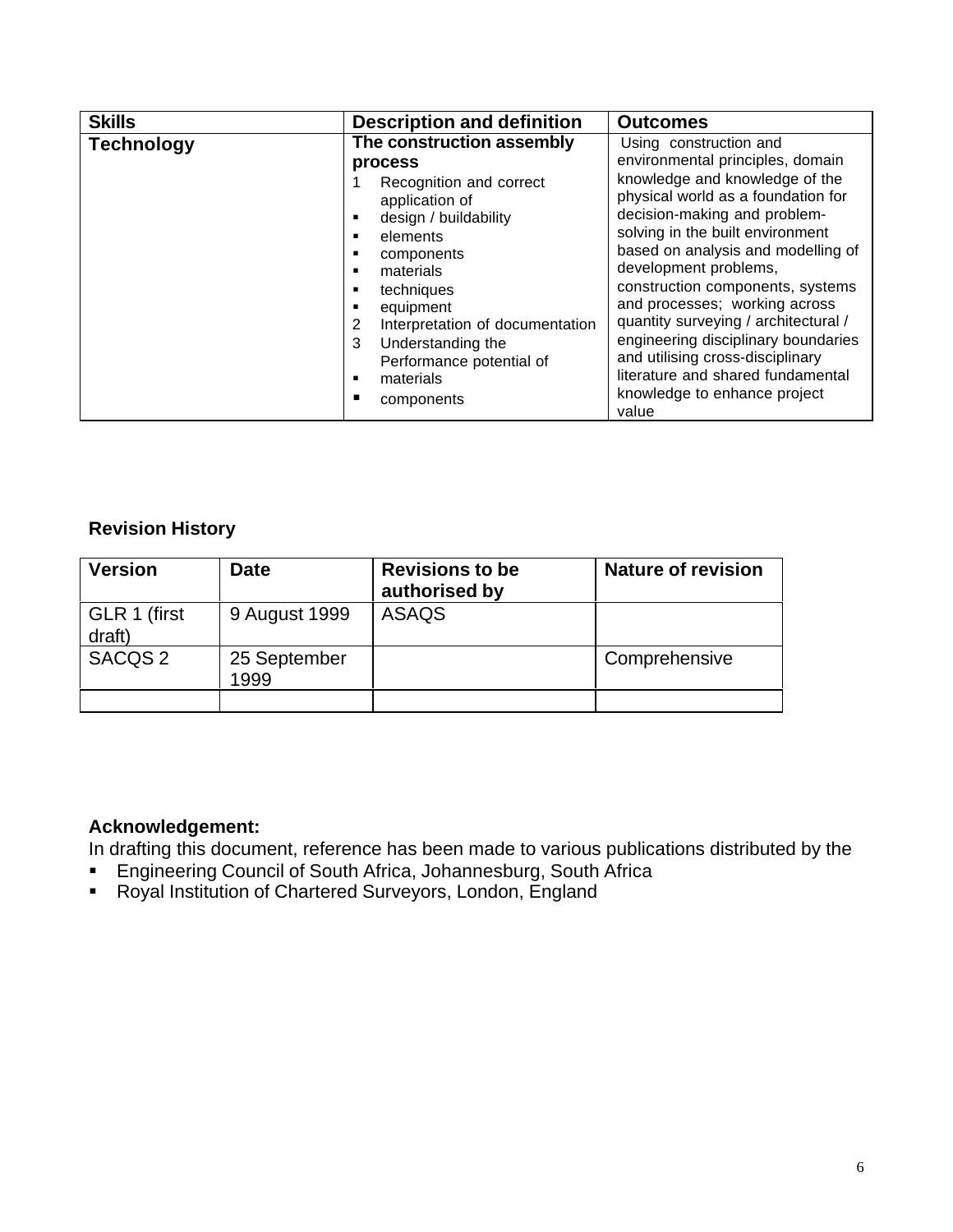| Skills | Description and definition | Outcomes |
|---|---|---|
| **Technology** | **The construction assembly process**<br>1 Recognition and correct application of<br>▪ design / buildability<br>▪ elements<br>▪ components<br>▪ materials<br>▪ techniques<br>▪ equipment<br>2 Interpretation of documentation<br>3 Understanding the Performance potential of<br>▪ materials<br>▪ components | Using construction and environmental principles, domain knowledge and knowledge of the physical world as a foundation for decision-making and problem-solving in the built environment based on analysis and modelling of development problems, construction components, systems and processes; working across quantity surveying / architectural / engineering disciplinary boundaries and utilising cross-disciplinary literature and shared fundamental knowledge to enhance project value |

**Revision History**

| Version | Date | Revisions to be authorised by | Nature of revision |
|---|---|---|---|
| GLR 1 (first draft) | 9 August 1999 | ASAQS | |
| SACQS 2 | 25 September 1999 | | Comprehensive |
| | | | |

**Acknowledgement:**

In drafting this document, reference has been made to various publications distributed by the

- Engineering Council of South Africa, Johannesburg, South Africa
- Royal Institution of Chartered Surveyors, London, England